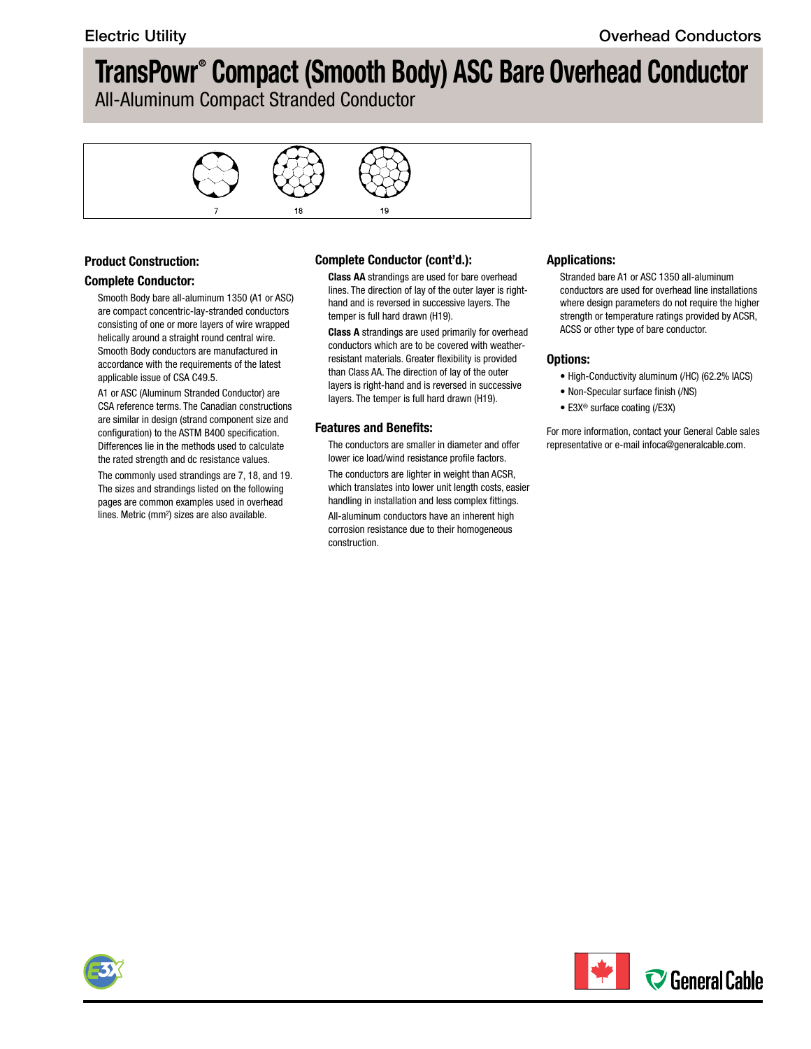# TransPowr® Compact (Smooth Body) ASC Bare Overhead Conductor

All-Aluminum Compact Stranded Conductor

7 18 19

## Product Construction:

### Complete Conductor:

Smooth Body bare all-aluminum 1350 (A1 or ASC) are compact concentric-lay-stranded conductors consisting of one or more layers of wire wrapped helically around a straight round central wire. Smooth Body conductors are manufactured in accordance with the requirements of the latest applicable issue of CSA C49.5.

A1 or ASC (Aluminum Stranded Conductor) are CSA reference terms. The Canadian constructions are similar in design (strand component size and configuration) to the ASTM B400 specification. Differences lie in the methods used to calculate the rated strength and dc resistance values.

The commonly used strandings are 7, 18, and 19. The sizes and strandings listed on the following pages are common examples used in overhead lines. Metric (mm²) sizes are also available.

### Complete Conductor (cont'd.):

**Class AA** strandings are used for bare overhead lines. The direction of lay of the outer layer is right-hand and is reversed in successive layers. The temper is full hard drawn (H19).

**Class A** strandings are used primarily for overhead conductors which are to be covered with weather-resistant materials. Greater flexibility is provided than Class AA. The direction of lay of the outer layers is right-hand and is reversed in successive layers. The temper is full hard drawn (H19).

## Features and Benefits:

The conductors are smaller in diameter and offer lower ice load/wind resistance profile factors.

The conductors are lighter in weight than ACSR, which translates into lower unit length costs, easier handling in installation and less complex fittings.

All-aluminum conductors have an inherent high corrosion resistance due to their homogeneous construction.

## Applications:

Stranded bare A1 or ASC 1350 all-aluminum conductors are used for overhead line installations where design parameters do not require the higher strength or temperature ratings provided by ACSR, ACSS or other type of bare conductor.

## Options:

- High-Conductivity aluminum (/HC) (62.2% IACS)
- Non-Specular surface finish (/NS)
- E3X® surface coating (/E3X)

For more information, contact your General Cable sales representative or e-mail infoca@generalcable.com.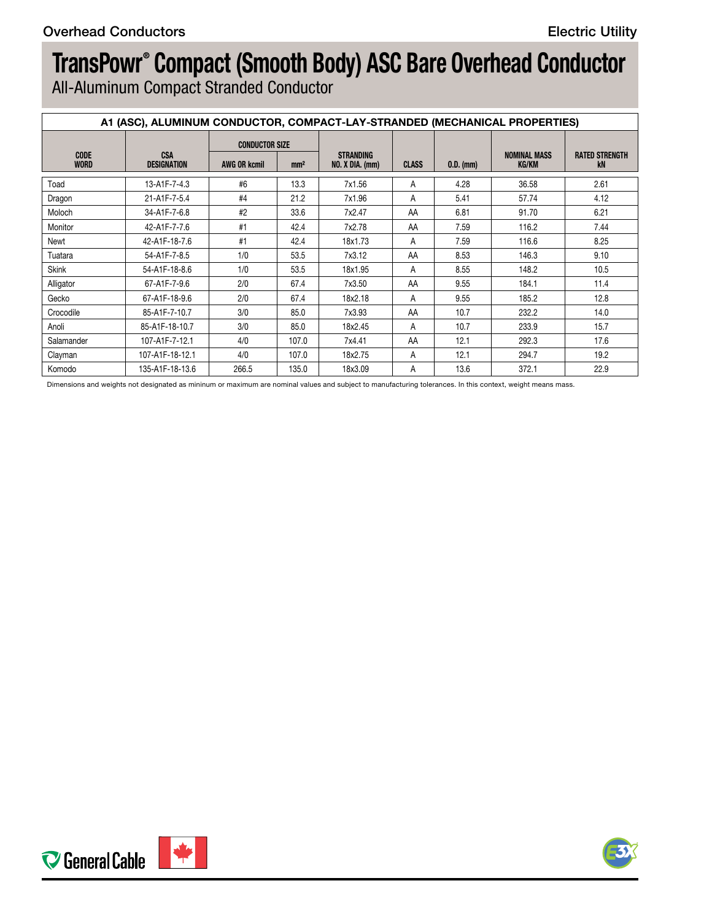# TransPowr® Compact (Smooth Body) ASC Bare Overhead Conductor

All-Aluminum Compact Stranded Conductor

| A1 (ASC), ALUMINUM CONDUCTOR, COMPACT-LAY-STRANDED (MECHANICAL PROPERTIES) | | | | | | | | |
|---|---|---|---|---|---|---|---|---|
| CODE WORD | CSA DESIGNATION | CONDUCTOR SIZE | | STRANDING NO. X DIA. (mm) | CLASS | O.D. (mm) | NOMINAL MASS KG/KM | RATED STRENGTH kN |
| | | AWG OR kcmil | mm² | | | | | |
| Toad | 13-A1F-7-4.3 | #6 | 13.3 | 7x1.56 | A | 4.28 | 36.58 | 2.61 |
| Dragon | 21-A1F-7-5.4 | #4 | 21.2 | 7x1.96 | A | 5.41 | 57.74 | 4.12 |
| Moloch | 34-A1F-7-6.8 | #2 | 33.6 | 7x2.47 | AA | 6.81 | 91.70 | 6.21 |
| Monitor | 42-A1F-7-7.6 | #1 | 42.4 | 7x2.78 | AA | 7.59 | 116.2 | 7.44 |
| Newt | 42-A1F-18-7.6 | #1 | 42.4 | 18x1.73 | A | 7.59 | 116.6 | 8.25 |
| Tuatara | 54-A1F-7-8.5 | 1/0 | 53.5 | 7x3.12 | AA | 8.53 | 146.3 | 9.10 |
| Skink | 54-A1F-18-8.6 | 1/0 | 53.5 | 18x1.95 | A | 8.55 | 148.2 | 10.5 |
| Alligator | 67-A1F-7-9.6 | 2/0 | 67.4 | 7x3.50 | AA | 9.55 | 184.1 | 11.4 |
| Gecko | 67-A1F-18-9.6 | 2/0 | 67.4 | 18x2.18 | A | 9.55 | 185.2 | 12.8 |
| Crocodile | 85-A1F-7-10.7 | 3/0 | 85.0 | 7x3.93 | AA | 10.7 | 232.2 | 14.0 |
| Anoli | 85-A1F-18-10.7 | 3/0 | 85.0 | 18x2.45 | A | 10.7 | 233.9 | 15.7 |
| Salamander | 107-A1F-7-12.1 | 4/0 | 107.0 | 7x4.41 | AA | 12.1 | 292.3 | 17.6 |
| Clayman | 107-A1F-18-12.1 | 4/0 | 107.0 | 18x2.75 | A | 12.1 | 294.7 | 19.2 |
| Komodo | 135-A1F-18-13.6 | 266.5 | 135.0 | 18x3.09 | A | 13.6 | 372.1 | 22.9 |

Dimensions and weights not designated as mininum or maximum are nominal values and subject to manufacturing tolerances. In this context, weight means mass.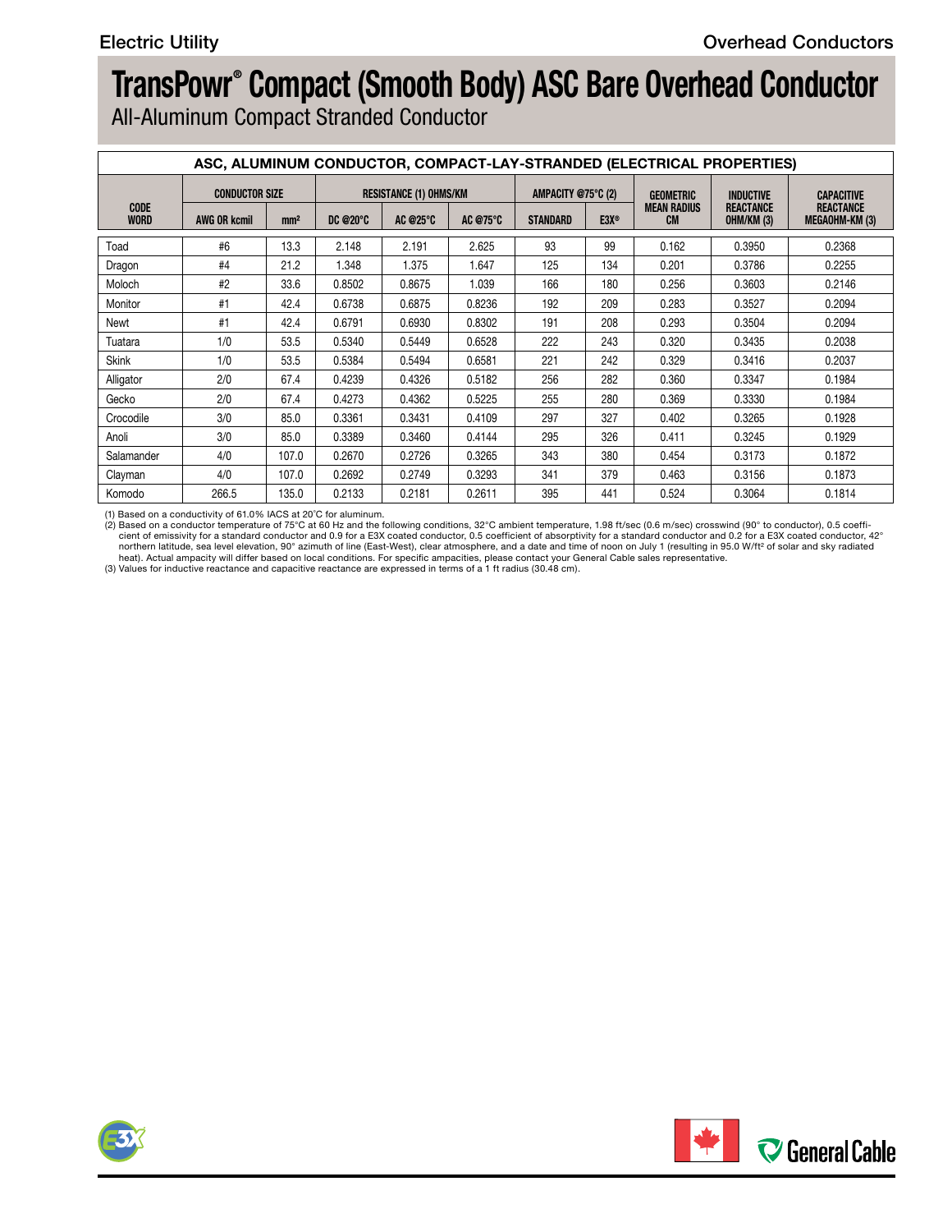# TransPowr® Compact (Smooth Body) ASC Bare Overhead Conductor

All-Aluminum Compact Stranded Conductor

| ASC, ALUMINUM CONDUCTOR, COMPACT-LAY-STRANDED (ELECTRICAL PROPERTIES) | | | | | | | | | | |
|---|---|---|---|---|---|---|---|---|---|---|
| CODE WORD | CONDUCTOR SIZE | | RESISTANCE (1) OHMS/KM | | | AMPACITY @75°C (2) | | GEOMETRIC MEAN RADIUS CM | INDUCTIVE REACTANCE OHM/KM (3) | CAPACITIVE REACTANCE MEGAOHM-KM (3) |
| | AWG OR kcmil | mm² | DC @20°C | AC @25°C | AC @75°C | STANDARD | E3X® | | | |
| Toad | #6 | 13.3 | 2.148 | 2.191 | 2.625 | 93 | 99 | 0.162 | 0.3950 | 0.2368 |
| Dragon | #4 | 21.2 | 1.348 | 1.375 | 1.647 | 125 | 134 | 0.201 | 0.3786 | 0.2255 |
| Moloch | #2 | 33.6 | 0.8502 | 0.8675 | 1.039 | 166 | 180 | 0.256 | 0.3603 | 0.2146 |
| Monitor | #1 | 42.4 | 0.6738 | 0.6875 | 0.8236 | 192 | 209 | 0.283 | 0.3527 | 0.2094 |
| Newt | #1 | 42.4 | 0.6791 | 0.6930 | 0.8302 | 191 | 208 | 0.293 | 0.3504 | 0.2094 |
| Tuatara | 1/0 | 53.5 | 0.5340 | 0.5449 | 0.6528 | 222 | 243 | 0.320 | 0.3435 | 0.2038 |
| Skink | 1/0 | 53.5 | 0.5384 | 0.5494 | 0.6581 | 221 | 242 | 0.329 | 0.3416 | 0.2037 |
| Alligator | 2/0 | 67.4 | 0.4239 | 0.4326 | 0.5182 | 256 | 282 | 0.360 | 0.3347 | 0.1984 |
| Gecko | 2/0 | 67.4 | 0.4273 | 0.4362 | 0.5225 | 255 | 280 | 0.369 | 0.3330 | 0.1984 |
| Crocodile | 3/0 | 85.0 | 0.3361 | 0.3431 | 0.4109 | 297 | 327 | 0.402 | 0.3265 | 0.1928 |
| Anoli | 3/0 | 85.0 | 0.3389 | 0.3460 | 0.4144 | 295 | 326 | 0.411 | 0.3245 | 0.1929 |
| Salamander | 4/0 | 107.0 | 0.2670 | 0.2726 | 0.3265 | 343 | 380 | 0.454 | 0.3173 | 0.1872 |
| Clayman | 4/0 | 107.0 | 0.2692 | 0.2749 | 0.3293 | 341 | 379 | 0.463 | 0.3156 | 0.1873 |
| Komodo | 266.5 | 135.0 | 0.2133 | 0.2181 | 0.2611 | 395 | 441 | 0.524 | 0.3064 | 0.1814 |

(1) Based on a conductivity of 61.0% IACS at 20°C for aluminum.
(2) Based on a conductor temperature of 75°C at 60 Hz and the following conditions, 32°C ambient temperature, 1.98 ft/sec (0.6 m/sec) crosswind (90° to conductor), 0.5 coefficient of emissivity for a standard conductor and 0.9 for a E3X coated conductor, 0.5 coefficient of absorptivity for a standard conductor and 0.2 for a E3X coated conductor, 42° northern latitude, sea level elevation, 90° azimuth of line (East-West), clear atmosphere, and a date and time of noon on July 1 (resulting in 95.0 W/ft² of solar and sky radiated heat). Actual ampacity will differ based on local conditions. For specific ampacities, please contact your General Cable sales representative.
(3) Values for inductive reactance and capacitive reactance are expressed in terms of a 1 ft radius (30.48 cm).